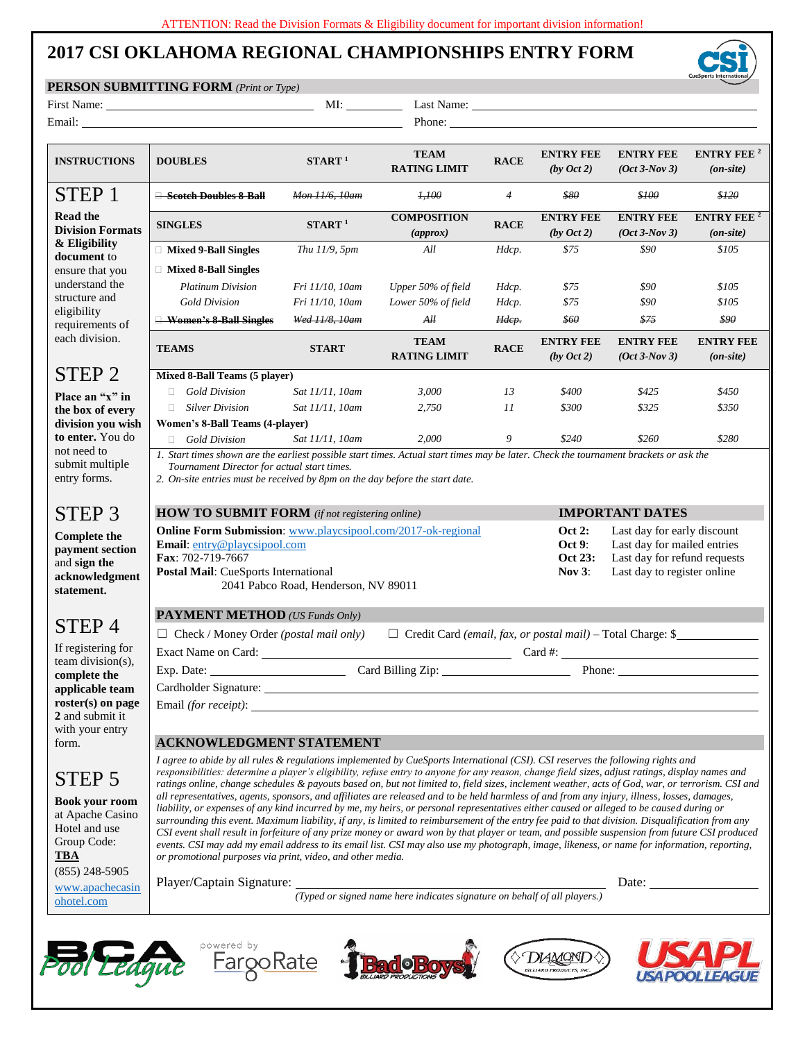ATTENTION: Read the Division Formats & Eligibility document for important division information!

# 2017 CSI OKLAHOMA REGIONAL CHAMPIONSHIPS ENTRY FORM

**PERSON SUBMITTING FORM** *(Print or Type)*

First Name: ____________________ MI: ______ Last Name: ____________________

Email: ____________________ Phone: ____________________

## INSTRUCTIONS

### STEP 1

**Read the Division Formats & Eligibility document** to ensure that you understand the structure and eligibility requirements of each division.

### STEP 2

**Place an "x" in the box of every division you wish to enter.** You do not need to submit multiple entry forms.

### STEP 3

**Complete the payment section** and **sign the acknowledgment statement.**

### STEP 4

If registering for team division(s), **complete the applicable team roster(s) on page 2** and submit it with your entry form.

### STEP 5

**Book your room** at Apache Casino Hotel and use Group Code: **TBA**

(855) 248-5905

www.apachecasinohotel.com

| DOUBLES | START [1] | TEAM RATING LIMIT | RACE | ENTRY FEE *(by Oct 2)* | ENTRY FEE *(Oct 3-Nov 3)* | ENTRY FEE [2] *(on-site)* |
|---|---|---|---|---|---|---|
| ☐ ~~Scotch Doubles 8-Ball~~ | ~~*Mon 11/6, 10am*~~ | ~~*1,100*~~ | *4* | ~~*$80*~~ | ~~*$100*~~ | ~~*$120*~~ |
| **SINGLES** | **START [1]** | **COMPOSITION *(approx)*** | **RACE** | **ENTRY FEE *(by Oct 2)*** | **ENTRY FEE *(Oct 3-Nov 3)*** | **ENTRY FEE [2] *(on-site)*** |
| ☐ **Mixed 9-Ball Singles** | *Thu 11/9, 5pm* | *All* | *Hdcp.* | *$75* | *$90* | *$105* |
| ☐ **Mixed 8-Ball Singles** | | | | | | |
| *Platinum Division* | *Fri 11/10, 10am* | *Upper 50% of field* | *Hdcp.* | *$75* | *$90* | *$105* |
| *Gold Division* | *Fri 11/10, 10am* | *Lower 50% of field* | *Hdcp.* | *$75* | *$90* | *$105* |
| ☐ ~~Women's 8-Ball Singles~~ | ~~*Wed 11/8, 10am*~~ | ~~*All*~~ | ~~*Hdcp.*~~ | ~~*$60*~~ | ~~*$75*~~ | ~~*$90*~~ |
| **TEAMS** | **START** | **TEAM RATING LIMIT** | **RACE** | **ENTRY FEE *(by Oct 2)*** | **ENTRY FEE *(Oct 3-Nov 3)*** | **ENTRY FEE *(on-site)*** |
| **Mixed 8-Ball Teams (5 player)** | | | | | | |
| ☐ *Gold Division* | *Sat 11/11, 10am* | *3,000* | *13* | *$400* | *$425* | *$450* |
| ☐ *Silver Division* | *Sat 11/11, 10am* | *2,750* | *11* | *$300* | *$325* | *$350* |
| **Women's 8-Ball Teams (4-player)** | | | | | | |
| ☐ *Gold Division* | *Sat 11/11, 10am* | *2,000* | *9* | *$240* | *$260* | *$280* |

*1. Start times shown are the earliest possible start times. Actual start times may be later. Check the tournament brackets or ask the Tournament Director for actual start times.*
*2. On-site entries must be received by 8pm on the day before the start date.*

## HOW TO SUBMIT FORM *(if not registering online)*

**Online Form Submission**: www.playcsipool.com/2017-ok-regional
**Email**: entry@playcsipool.com
**Fax**: 702-719-7667
**Postal Mail**: CueSports International
2041 Pabco Road, Henderson, NV 89011

## IMPORTANT DATES

**Oct 2:** Last day for early discount
**Oct 9:** Last day for mailed entries
**Oct 23:** Last day for refund requests
**Nov 3:** Last day to register online

## PAYMENT METHOD *(US Funds Only)*

☐ Check / Money Order *(postal mail only)* ☐ Credit Card *(email, fax, or postal mail)* – Total Charge: $__________

Exact Name on Card: ____________________ Card #: ____________________

Exp. Date: __________ Card Billing Zip: __________ Phone: __________

Cardholder Signature: ____________________

Email *(for receipt)*: ____________________

## ACKNOWLEDGMENT STATEMENT

*I agree to abide by all rules & regulations implemented by CueSports International (CSI). CSI reserves the following rights and responsibilities: determine a player's eligibility, refuse entry to anyone for any reason, change field sizes, adjust ratings, display names and ratings online, change schedules & payouts based on, but not limited to, field sizes, inclement weather, acts of God, war, or terrorism. CSI and all representatives, agents, sponsors, and affiliates are released and to be held harmless of and from any injury, illness, losses, damages, liability, or expenses of any kind incurred by me, my heirs, or personal representatives either caused or alleged to be caused during or surrounding this event. Maximum liability, if any, is limited to reimbursement of the entry fee paid to that division. Disqualification from any CSI event shall result in forfeiture of any prize money or award won by that player or team, and possible suspension from future CSI produced events. CSI may add my email address to its email list. CSI may also use my photograph, image, likeness, or name for information, reporting, or promotional purposes via print, video, and other media.*

Player/Captain Signature: ____________________ Date: __________

*(Typed or signed name here indicates signature on behalf of all players.)*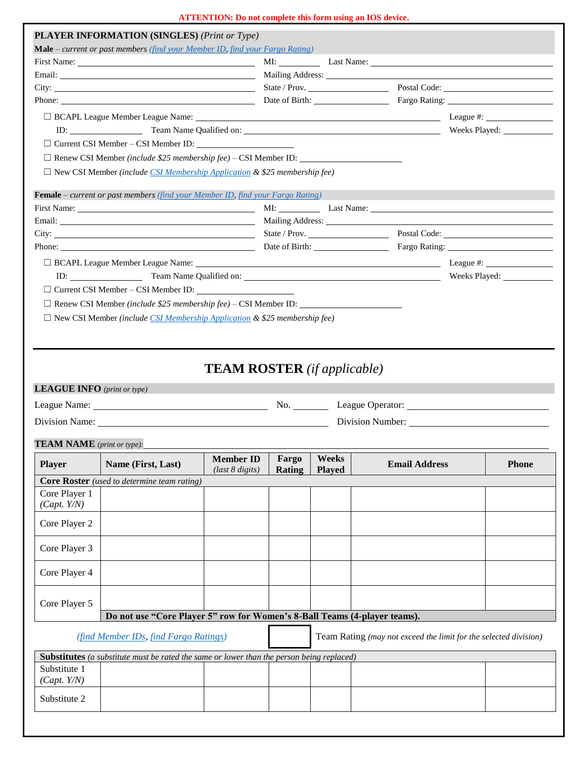**ATTENTION: Do not complete this form using an IOS device.**

## PLAYER INFORMATION (SINGLES) *(Print or Type)*

**Male** – *current or past members (find your Member ID, find your Fargo Rating)*

First Name: ____________________ MI: ________ Last Name: ____________________

Email: ____________________ Mailing Address: ____________________

City: ____________________ State / Prov. ____________ Postal Code: ____________

Phone: ____________________ Date of Birth: ____________ Fargo Rating: ____________

☐ BCAPL League Member League Name: ____________________ League #: ____________

ID: ____________ Team Name Qualified on: ____________________ Weeks Played: ________

☐ Current CSI Member – CSI Member ID: ____________________

☐ Renew CSI Member *(include $25 membership fee)* – CSI Member ID: ____________________

☐ New CSI Member *(include CSI Membership Application & $25 membership fee)*

**Female** – *current or past members (find your Member ID, find your Fargo Rating)*

First Name: ____________________ MI: ________ Last Name: ____________________

Email: ____________________ Mailing Address: ____________________

City: ____________________ State / Prov. ____________ Postal Code: ____________

Phone: ____________________ Date of Birth: ____________ Fargo Rating: ____________

☐ BCAPL League Member League Name: ____________________ League #: ____________

ID: ____________ Team Name Qualified on: ____________________ Weeks Played: ________

☐ Current CSI Member – CSI Member ID: ____________________

☐ Renew CSI Member *(include $25 membership fee)* – CSI Member ID: ____________________

☐ New CSI Member *(include CSI Membership Application & $25 membership fee)*

---

# TEAM ROSTER *(if applicable)*

**LEAGUE INFO** *(print or type)*

League Name: ____________________ No. ________ League Operator: ____________________

Division Name: ____________________ Division Number: ____________________

**TEAM NAME** *(print or type)*: ____________________

| Player | Name (First, Last) | Member ID *(last 8 digits)* | Fargo Rating | Weeks Played | Email Address | Phone |
|---|---|---|---|---|---|---|
| **Core Roster** *(used to determine team rating)* | | | | | | |
| Core Player 1 *(Capt. Y/N)* | | | | | | |
| Core Player 2 | | | | | | |
| Core Player 3 | | | | | | |
| Core Player 4 | | | | | | |
| Core Player 5 | | | | | | |
| | **Do not use "Core Player 5" row for Women's 8-Ball Teams (4-player teams).** | | | | | |

*(find Member IDs, find Fargo Ratings)* ☐ Team Rating *(may not exceed the limit for the selected division)*

| Player | Name (First, Last) | Member ID *(last 8 digits)* | Fargo Rating | Weeks Played | Email Address | Phone |
|---|---|---|---|---|---|---|
| **Substitutes** *(a substitute must be rated the same or lower than the person being replaced)* | | | | | | |
| Substitute 1 *(Capt. Y/N)* | | | | | | |
| Substitute 2 | | | | | | |